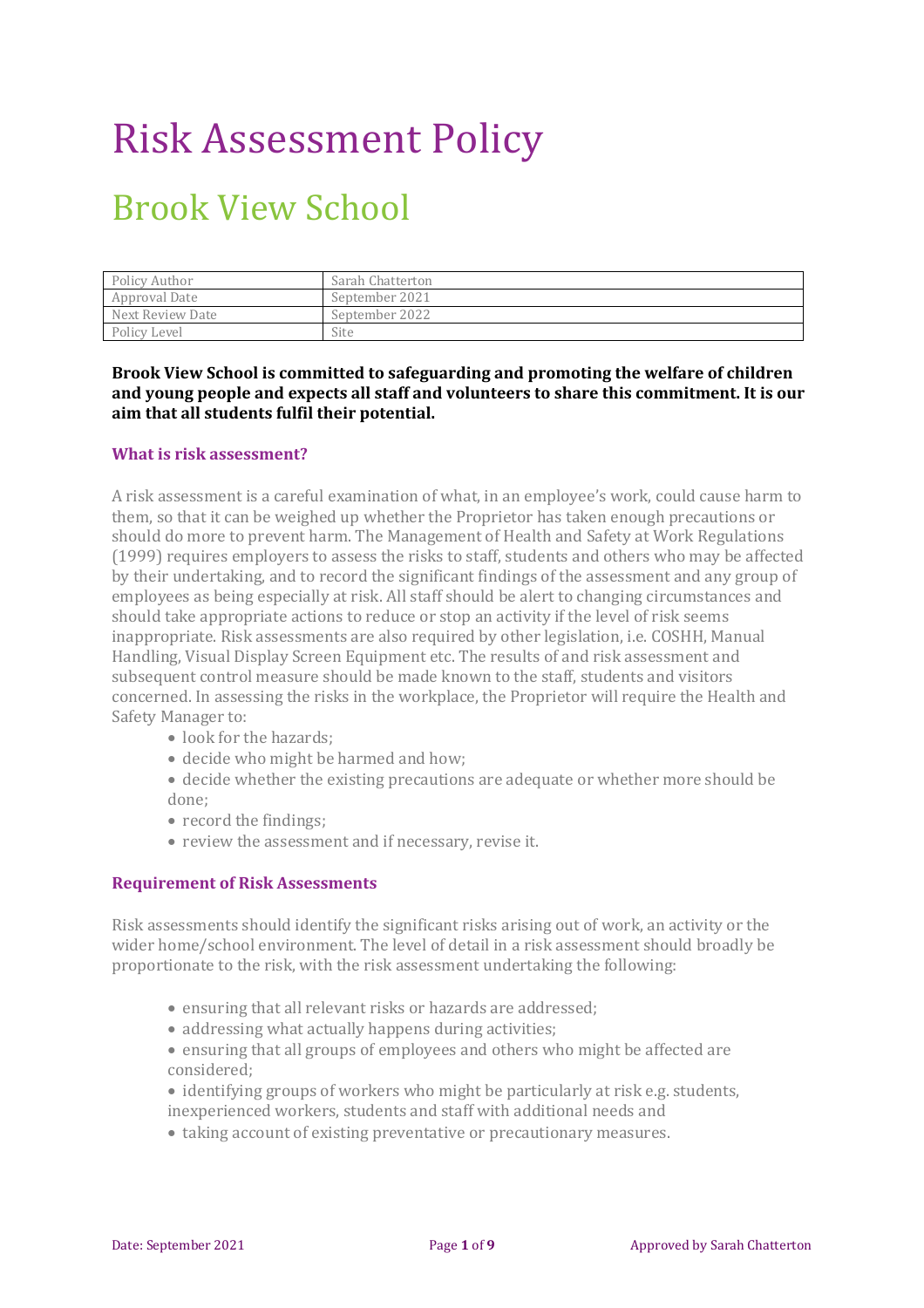# Risk Assessment Policy

## Brook View School

| Policy Author | Sarah Chatterton |
| --- | --- |
| Approval Date | September 2021 |
| Next Review Date | September 2022 |
| Policy Level | Site |

**Brook View School is committed to safeguarding and promoting the welfare of children and young people and expects all staff and volunteers to share this commitment. It is our aim that all students fulfil their potential.**

### What is risk assessment?

A risk assessment is a careful examination of what, in an employee's work, could cause harm to them, so that it can be weighed up whether the Proprietor has taken enough precautions or should do more to prevent harm. The Management of Health and Safety at Work Regulations (1999) requires employers to assess the risks to staff, students and others who may be affected by their undertaking, and to record the significant findings of the assessment and any group of employees as being especially at risk. All staff should be alert to changing circumstances and should take appropriate actions to reduce or stop an activity if the level of risk seems inappropriate. Risk assessments are also required by other legislation, i.e. COSHH, Manual Handling, Visual Display Screen Equipment etc. The results of and risk assessment and subsequent control measure should be made known to the staff, students and visitors concerned. In assessing the risks in the workplace, the Proprietor will require the Health and Safety Manager to:

- look for the hazards;
- decide who might be harmed and how;
- decide whether the existing precautions are adequate or whether more should be done;
- record the findings;
- review the assessment and if necessary, revise it.

### Requirement of Risk Assessments

Risk assessments should identify the significant risks arising out of work, an activity or the wider home/school environment. The level of detail in a risk assessment should broadly be proportionate to the risk, with the risk assessment undertaking the following:

- ensuring that all relevant risks or hazards are addressed;
- addressing what actually happens during activities;
- ensuring that all groups of employees and others who might be affected are considered;
- identifying groups of workers who might be particularly at risk e.g. students, inexperienced workers, students and staff with additional needs and
- taking account of existing preventative or precautionary measures.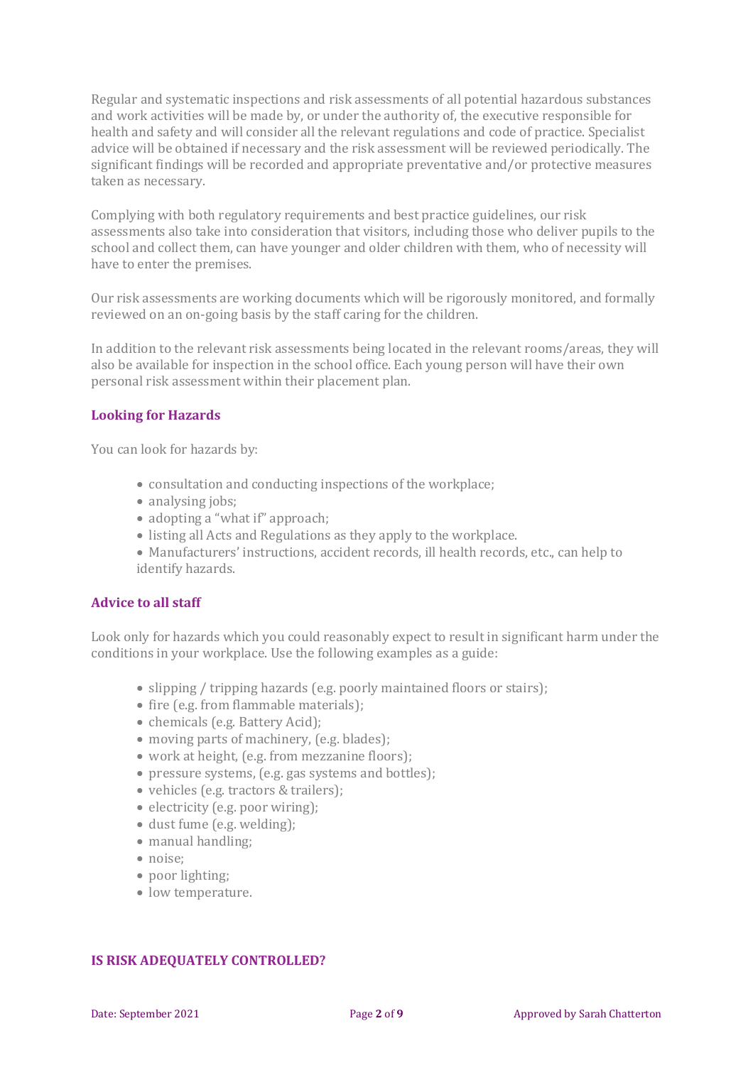Regular and systematic inspections and risk assessments of all potential hazardous substances and work activities will be made by, or under the authority of, the executive responsible for health and safety and will consider all the relevant regulations and code of practice. Specialist advice will be obtained if necessary and the risk assessment will be reviewed periodically. The significant findings will be recorded and appropriate preventative and/or protective measures taken as necessary.

Complying with both regulatory requirements and best practice guidelines, our risk assessments also take into consideration that visitors, including those who deliver pupils to the school and collect them, can have younger and older children with them, who of necessity will have to enter the premises.

Our risk assessments are working documents which will be rigorously monitored, and formally reviewed on an on-going basis by the staff caring for the children.

In addition to the relevant risk assessments being located in the relevant rooms/areas, they will also be available for inspection in the school office. Each young person will have their own personal risk assessment within their placement plan.

### Looking for Hazards

You can look for hazards by:

- consultation and conducting inspections of the workplace;
- analysing jobs;
- adopting a "what if" approach;
- listing all Acts and Regulations as they apply to the workplace.
- Manufacturers' instructions, accident records, ill health records, etc., can help to identify hazards.

### Advice to all staff

Look only for hazards which you could reasonably expect to result in significant harm under the conditions in your workplace. Use the following examples as a guide:

- slipping / tripping hazards (e.g. poorly maintained floors or stairs);
- fire (e.g. from flammable materials);
- chemicals (e.g. Battery Acid);
- moving parts of machinery, (e.g. blades);
- work at height, (e.g. from mezzanine floors);
- pressure systems, (e.g. gas systems and bottles);
- vehicles (e.g. tractors & trailers);
- electricity (e.g. poor wiring);
- dust fume (e.g. welding);
- manual handling;
- noise;
- poor lighting;
- low temperature.

### IS RISK ADEQUATELY CONTROLLED?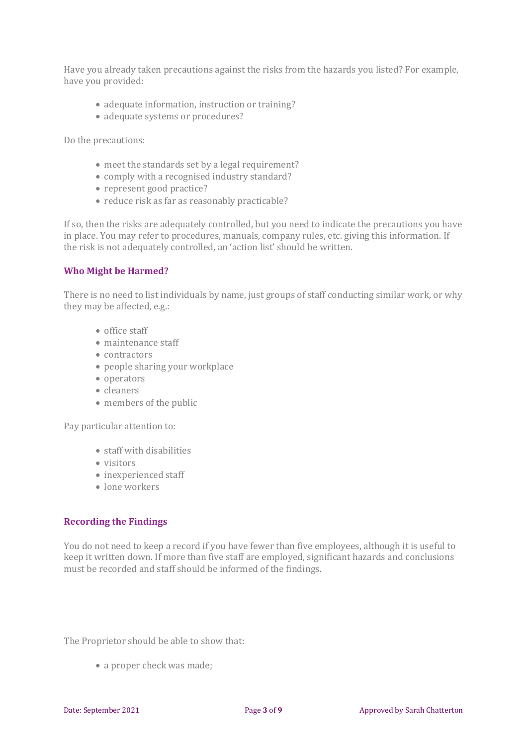Have you already taken precautions against the risks from the hazards you listed? For example, have you provided:

- adequate information, instruction or training?
- adequate systems or procedures?

Do the precautions:

- meet the standards set by a legal requirement?
- comply with a recognised industry standard?
- represent good practice?
- reduce risk as far as reasonably practicable?

If so, then the risks are adequately controlled, but you need to indicate the precautions you have in place. You may refer to procedures, manuals, company rules, etc. giving this information. If the risk is not adequately controlled, an 'action list' should be written.

### Who Might be Harmed?

There is no need to list individuals by name, just groups of staff conducting similar work, or why they may be affected, e.g.:

- office staff
- maintenance staff
- contractors
- people sharing your workplace
- operators
- cleaners
- members of the public

Pay particular attention to:

- staff with disabilities
- visitors
- inexperienced staff
- lone workers

### Recording the Findings

You do not need to keep a record if you have fewer than five employees, although it is useful to keep it written down. If more than five staff are employed, significant hazards and conclusions must be recorded and staff should be informed of the findings.

The Proprietor should be able to show that:

- a proper check was made;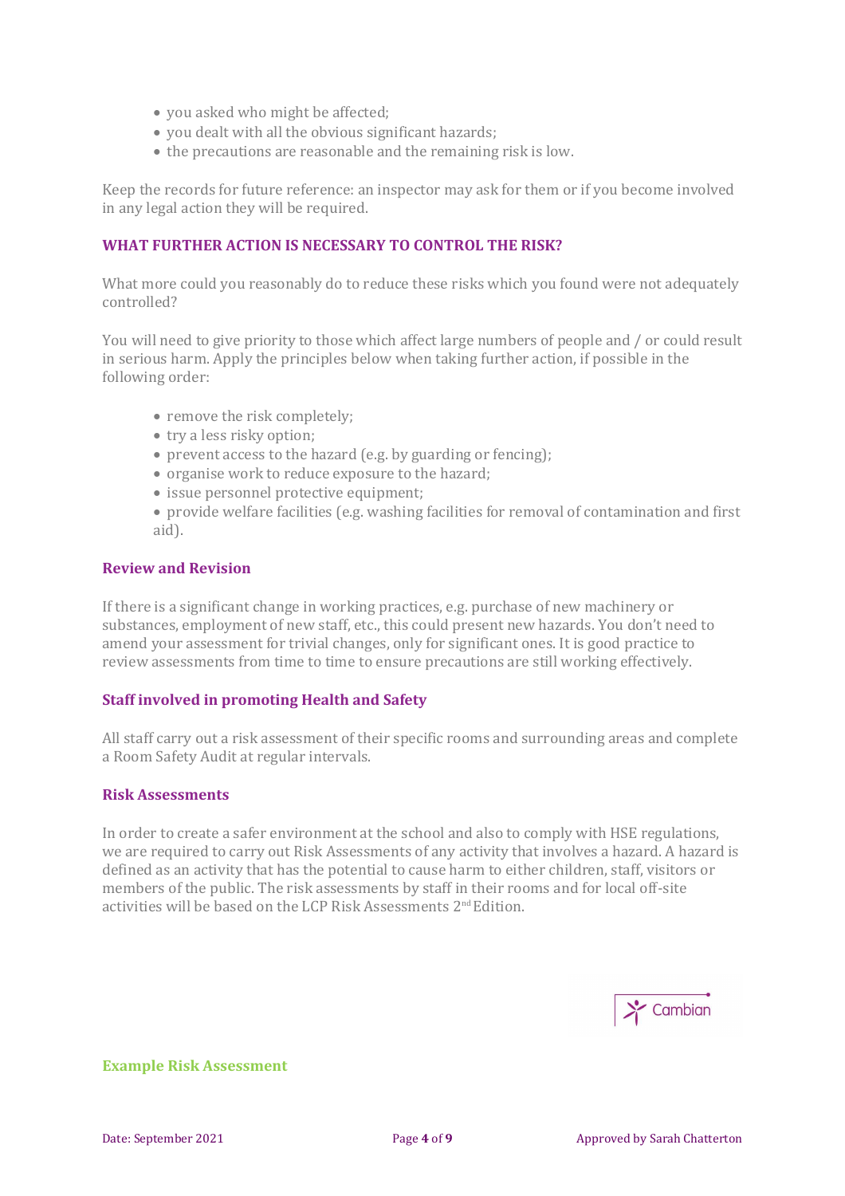- you asked who might be affected;
- you dealt with all the obvious significant hazards;
- the precautions are reasonable and the remaining risk is low.

Keep the records for future reference: an inspector may ask for them or if you become involved in any legal action they will be required.

### WHAT FURTHER ACTION IS NECESSARY TO CONTROL THE RISK?

What more could you reasonably do to reduce these risks which you found were not adequately controlled?

You will need to give priority to those which affect large numbers of people and / or could result in serious harm. Apply the principles below when taking further action, if possible in the following order:

- remove the risk completely;
- try a less risky option;
- prevent access to the hazard (e.g. by guarding or fencing);
- organise work to reduce exposure to the hazard;
- issue personnel protective equipment;
- provide welfare facilities (e.g. washing facilities for removal of contamination and first aid).

### Review and Revision

If there is a significant change in working practices, e.g. purchase of new machinery or substances, employment of new staff, etc., this could present new hazards. You don't need to amend your assessment for trivial changes, only for significant ones. It is good practice to review assessments from time to time to ensure precautions are still working effectively.

### Staff involved in promoting Health and Safety

All staff carry out a risk assessment of their specific rooms and surrounding areas and complete a Room Safety Audit at regular intervals.

### Risk Assessments

In order to create a safer environment at the school and also to comply with HSE regulations, we are required to carry out Risk Assessments of any activity that involves a hazard. A hazard is defined as an activity that has the potential to cause harm to either children, staff, visitors or members of the public. The risk assessments by staff in their rooms and for local off-site activities will be based on the LCP Risk Assessments 2nd Edition.

### Example Risk Assessment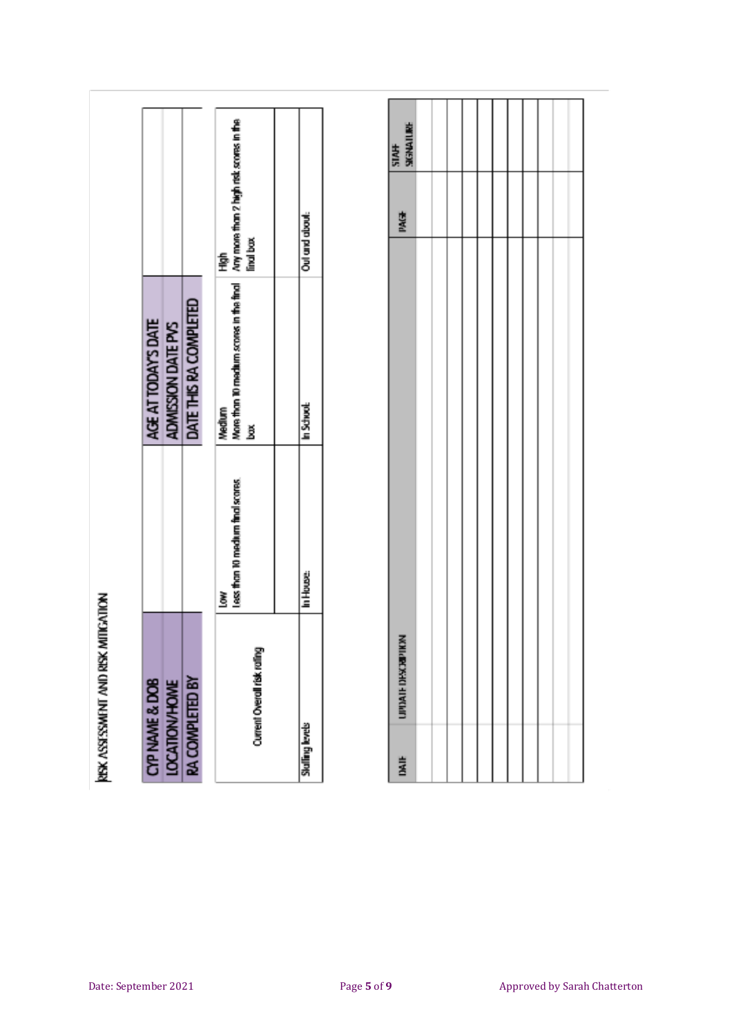RISK ASSESSMENT AND RISK MITIGATION

| CYP NAME & DOB | | AGE AT TODAY'S DATE | |
|---|---|---|---|
| LOCATION/HOME | | ADMISSION DATE PVS | |
| RA COMPLETED BY | | DATE THIS RA COMPLETED | |

| Current Overall risk rating | Low<br>Less than 10 medium final scores | Medium<br>More than 10 medium scores in the final box | High<br>Any more than 2 high risk scores in the final box |
|---|---|---|---|
| | | | |
| Staffing levels | In House: | In School: | Out and about: |

| DATE | UPDATE DESCRIPTION | PAGE | STAFF SIGNATURE |
|---|---|---|---|
| | | | |
| | | | |
| | | | |
| | | | |
| | | | |
| | | | |
| | | | |
| | | | |
| | | | |
| | | | |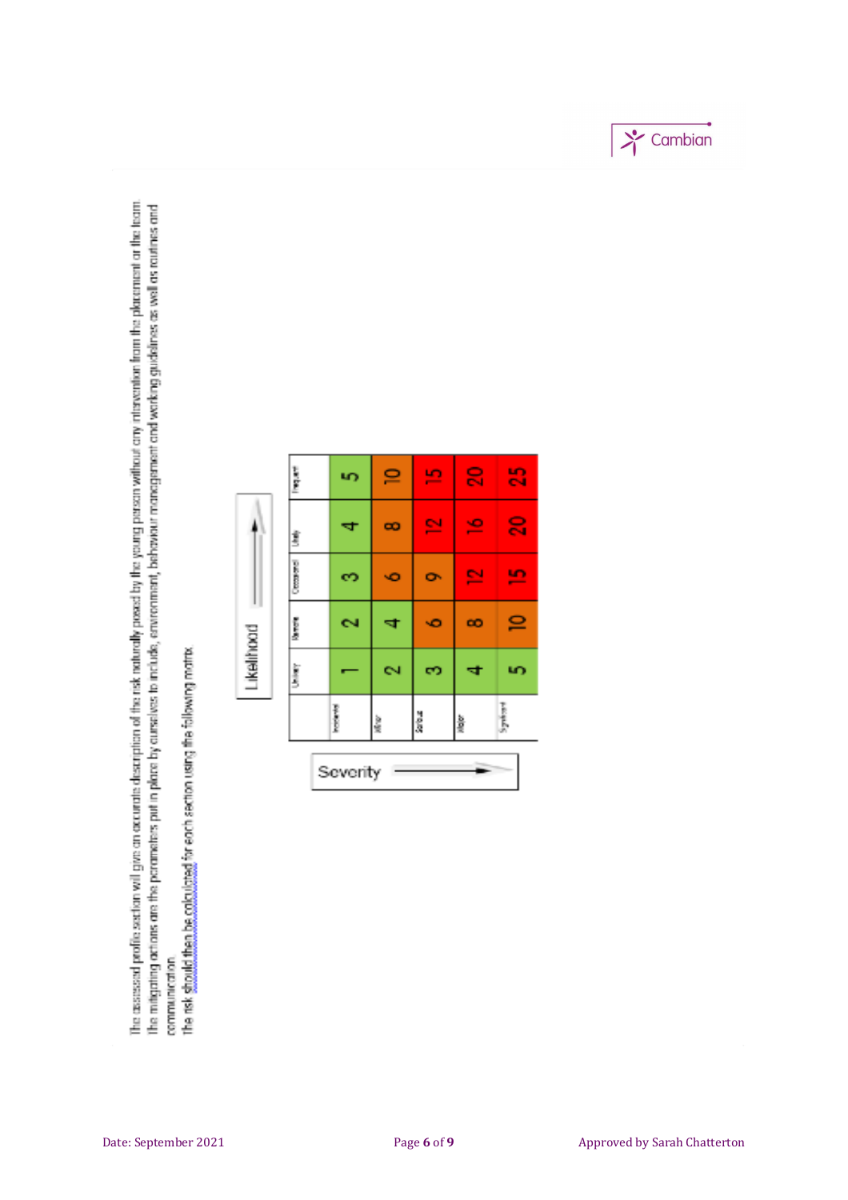The assessed profile section will give an accurate description of the risk naturally posed by the young person without any intervention from the placement or the team.
The mitigating actions are the parameters put in place by ourselves to include, environment, behaviour management and working guidelines as well as routines and communication.
The risk should then be calculated for each section using the following matrix.

Likelihood →

Severity ↓

| | Unlikely | Remote | Occasional | Likely | Frequent |
|---|---|---|---|---|---|
| Insignificant | 1 | 2 | 3 | 4 | 5 |
| Minor | 2 | 4 | 6 | 8 | 10 |
| Serious | 3 | 6 | 9 | 12 | 15 |
| Major | 4 | 8 | 12 | 16 | 20 |
| Significant | 5 | 10 | 15 | 20 | 25 |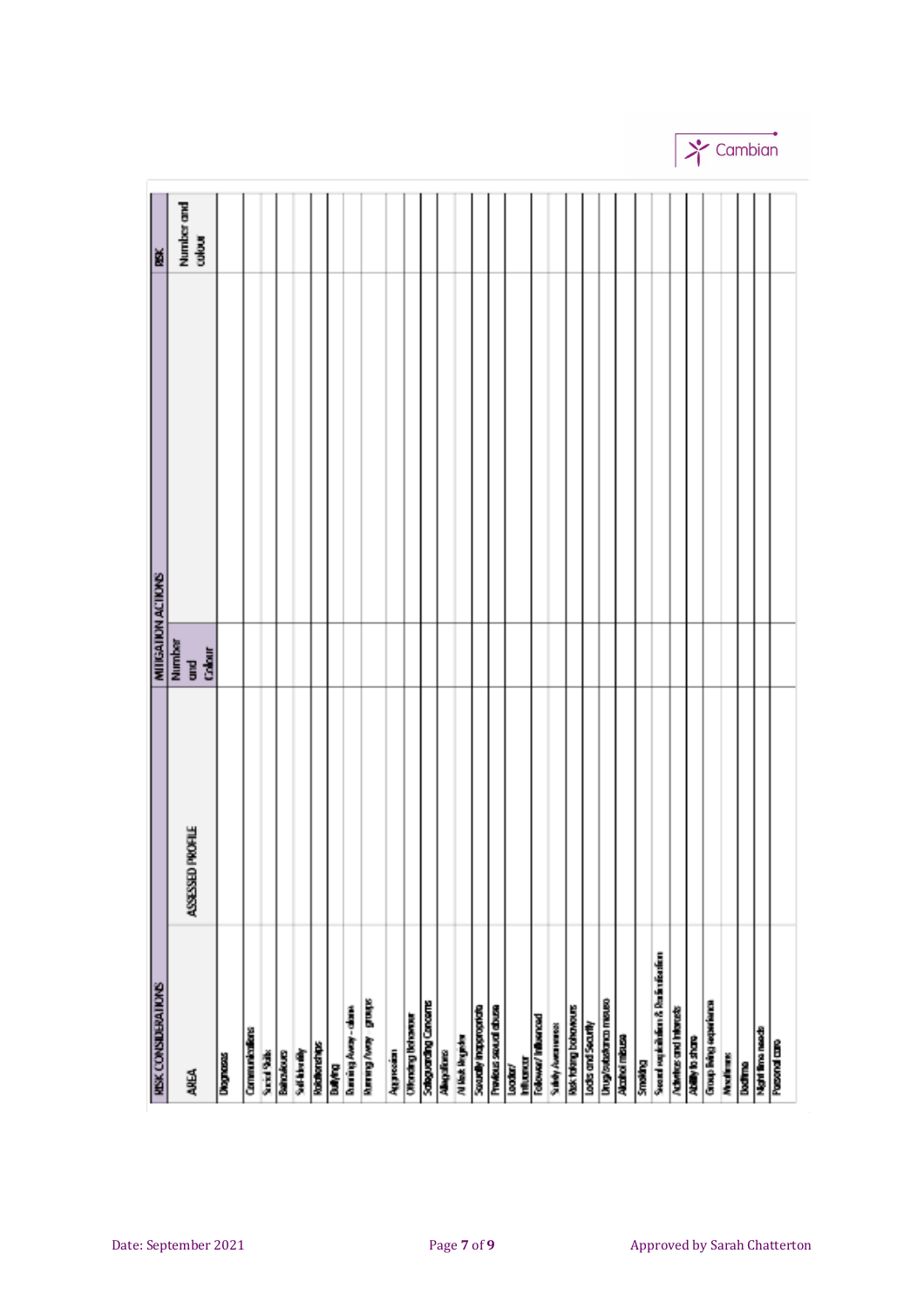| RISK CONSIDERATIONS | | MITIGATION ACTIONS | | RISK |
|---|---|---|---|---|
| AREA | ASSESSED PROFILE | Number and Colour | | Number and colour |
| Diagnoses | | | | |
| Communications | | | | |
| Social Skills | | | | |
| Behaviours | | | | |
| Self-Identity | | | | |
| Relationships | | | | |
| Bullying | | | | |
| Running Away – alone | | | | |
| Running Away – groups | | | | |
| Aggression | | | | |
| Offending Behaviour | | | | |
| Safeguarding Concerns | | | | |
| Allegations | | | | |
| At Risk Register | | | | |
| Sexually inappropriate | | | | |
| Previous sexual abuse | | | | |
| Leader/ Influencer | | | | |
| Follower/ Influenced | | | | |
| Safety Awareness | | | | |
| Risk taking behaviours | | | | |
| Locks and Security | | | | |
| Drug/substance misuse | | | | |
| Alcohol misuse | | | | |
| Smoking | | | | |
| Sexual exploitation & Radicalisation | | | | |
| Activities and Interests | | | | |
| Ability to share | | | | |
| Group living experience | | | | |
| Mealtimes | | | | |
| Bedtime | | | | |
| Night time needs | | | | |
| Personal care | | | | |

Date: September 2021 Approved by Sarah Chatterton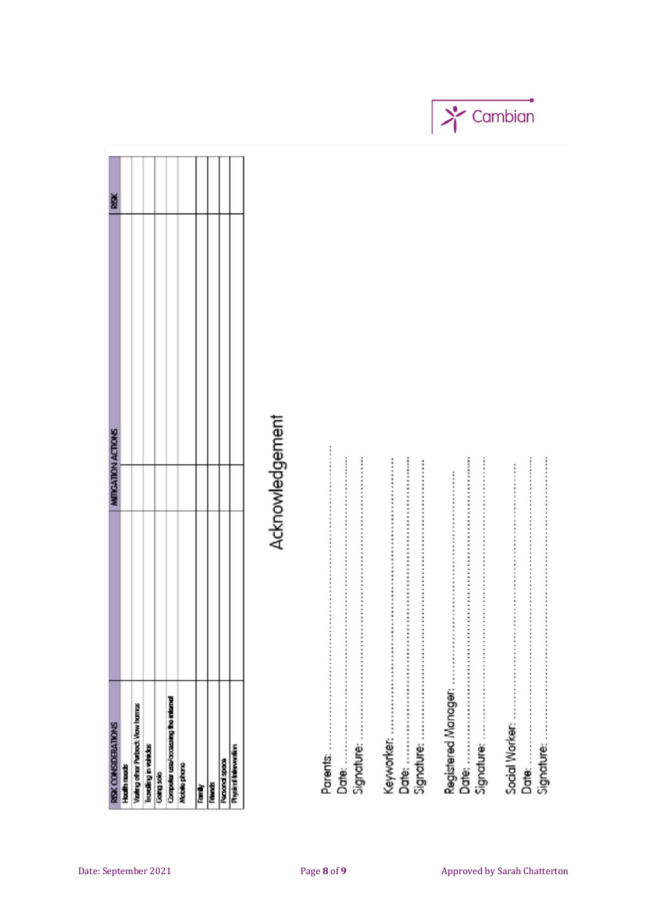| RISK CONSIDERATIONS | MITIGATION ACTIONS | RISK |
|---|---|---|
| Health needs | | |
| Visiting other Purbeck View homes | | |
| Travelling in vehicles | | |
| Going solo | | |
| Computer use/accessing the internet | | |
| Mobile phone | | |
| Family | | |
| Friends | | |
| Personal space | | |
| Physical Intervention | | |

# Acknowledgement

Parents: ……………………………………………………
Date: ……………………………………………………
Signature: ……………………………………………………

Keyworker: ……………………………………………………
Date: ……………………………………………………
Signature: ……………………………………………………

Registered Manager: ……………………………………………………
Date: ……………………………………………………
Signature: ……………………………………………………

Social Worker: ……………………………………………………
Date: ……………………………………………………
Signature: ……………………………………………………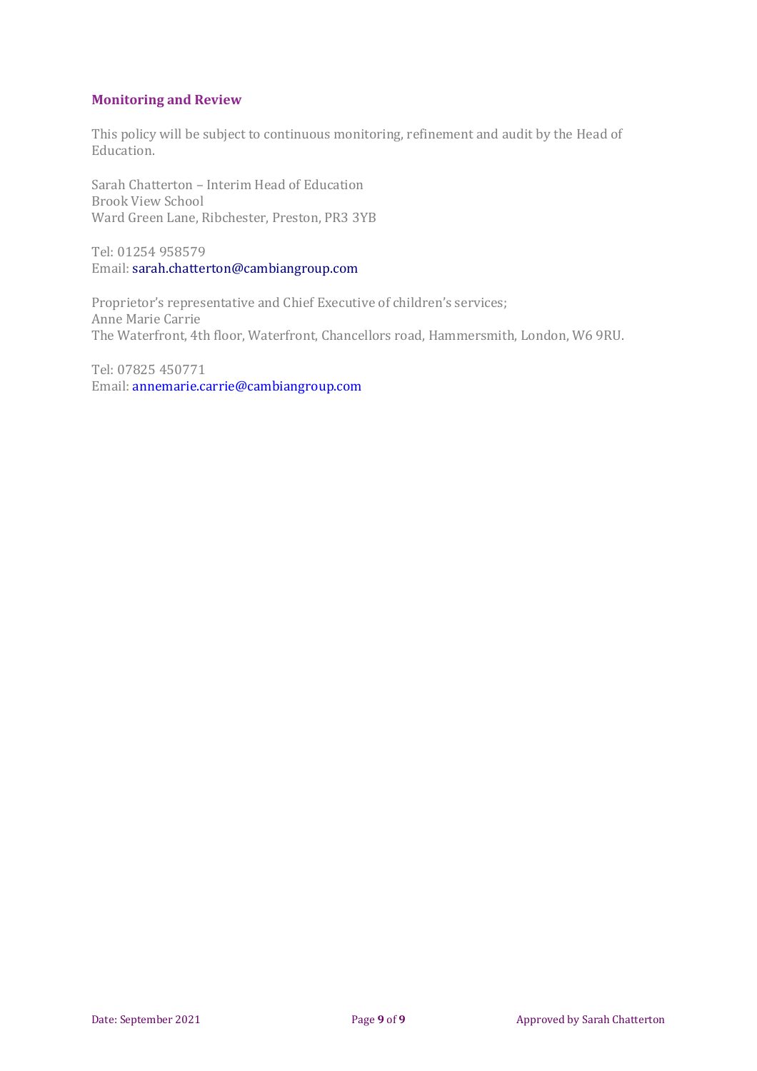## Monitoring and Review

This policy will be subject to continuous monitoring, refinement and audit by the Head of Education.

Sarah Chatterton – Interim Head of Education
Brook View School
Ward Green Lane, Ribchester, Preston, PR3 3YB

Tel: 01254 958579
Email: sarah.chatterton@cambiangroup.com

Proprietor's representative and Chief Executive of children's services;
Anne Marie Carrie
The Waterfront, 4th floor, Waterfront, Chancellors road, Hammersmith, London, W6 9RU.

Tel: 07825 450771
Email: annemarie.carrie@cambiangroup.com